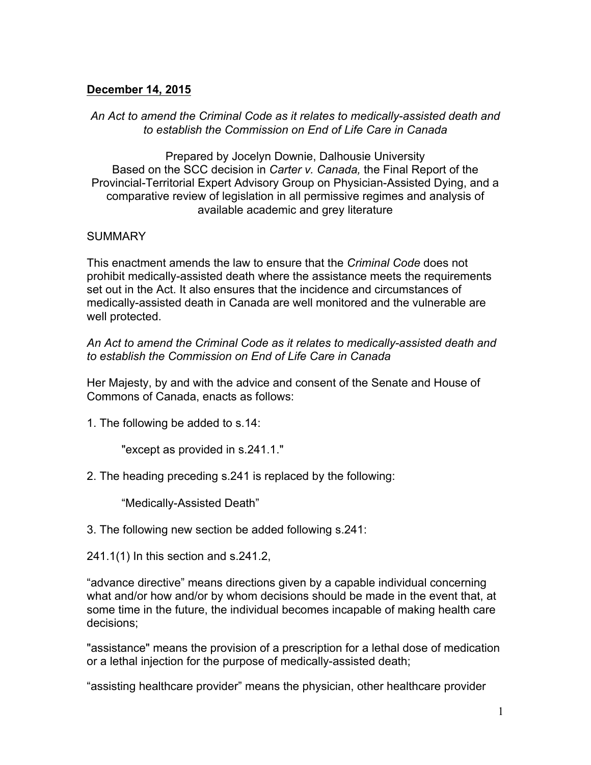**December 14, 2015**

*An Act to amend the Criminal Code as it relates to medically-assisted death and to establish the Commission on End of Life Care in Canada*

Prepared by Jocelyn Downie, Dalhousie University
Based on the SCC decision in *Carter v. Canada,* the Final Report of the Provincial-Territorial Expert Advisory Group on Physician-Assisted Dying, and a comparative review of legislation in all permissive regimes and analysis of available academic and grey literature

SUMMARY

This enactment amends the law to ensure that the *Criminal Code* does not prohibit medically-assisted death where the assistance meets the requirements set out in the Act. It also ensures that the incidence and circumstances of medically-assisted death in Canada are well monitored and the vulnerable are well protected.

*An Act to amend the Criminal Code as it relates to medically-assisted death and to establish the Commission on End of Life Care in Canada*

Her Majesty, by and with the advice and consent of the Senate and House of Commons of Canada, enacts as follows:

1. The following be added to s.14:

    "except as provided in s.241.1."

2. The heading preceding s.241 is replaced by the following:

    "Medically-Assisted Death"

3. The following new section be added following s.241:

241.1(1) In this section and s.241.2,

"advance directive" means directions given by a capable individual concerning what and/or how and/or by whom decisions should be made in the event that, at some time in the future, the individual becomes incapable of making health care decisions;

"assistance" means the provision of a prescription for a lethal dose of medication or a lethal injection for the purpose of medically-assisted death;

"assisting healthcare provider" means the physician, other healthcare provider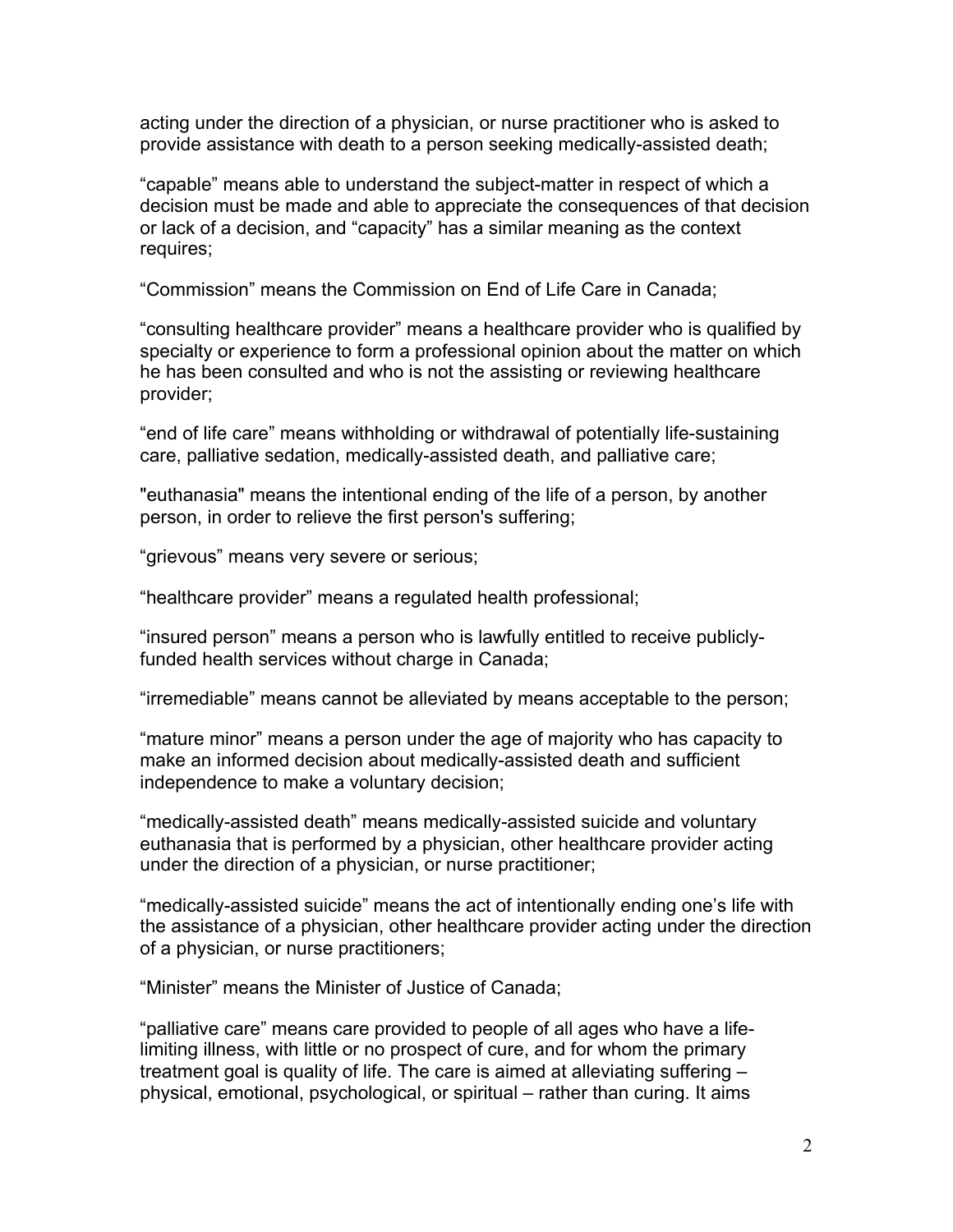acting under the direction of a physician, or nurse practitioner who is asked to provide assistance with death to a person seeking medically-assisted death;

"capable" means able to understand the subject-matter in respect of which a decision must be made and able to appreciate the consequences of that decision or lack of a decision, and "capacity" has a similar meaning as the context requires;

"Commission" means the Commission on End of Life Care in Canada;

"consulting healthcare provider" means a healthcare provider who is qualified by specialty or experience to form a professional opinion about the matter on which he has been consulted and who is not the assisting or reviewing healthcare provider;

"end of life care" means withholding or withdrawal of potentially life-sustaining care, palliative sedation, medically-assisted death, and palliative care;

"euthanasia" means the intentional ending of the life of a person, by another person, in order to relieve the first person's suffering;

"grievous" means very severe or serious;

"healthcare provider" means a regulated health professional;

"insured person" means a person who is lawfully entitled to receive publicly-funded health services without charge in Canada;

"irremediable" means cannot be alleviated by means acceptable to the person;

"mature minor" means a person under the age of majority who has capacity to make an informed decision about medically-assisted death and sufficient independence to make a voluntary decision;

"medically-assisted death" means medically-assisted suicide and voluntary euthanasia that is performed by a physician, other healthcare provider acting under the direction of a physician, or nurse practitioner;

"medically-assisted suicide" means the act of intentionally ending one's life with the assistance of a physician, other healthcare provider acting under the direction of a physician, or nurse practitioners;

"Minister" means the Minister of Justice of Canada;

"palliative care" means care provided to people of all ages who have a life-limiting illness, with little or no prospect of cure, and for whom the primary treatment goal is quality of life. The care is aimed at alleviating suffering – physical, emotional, psychological, or spiritual – rather than curing. It aims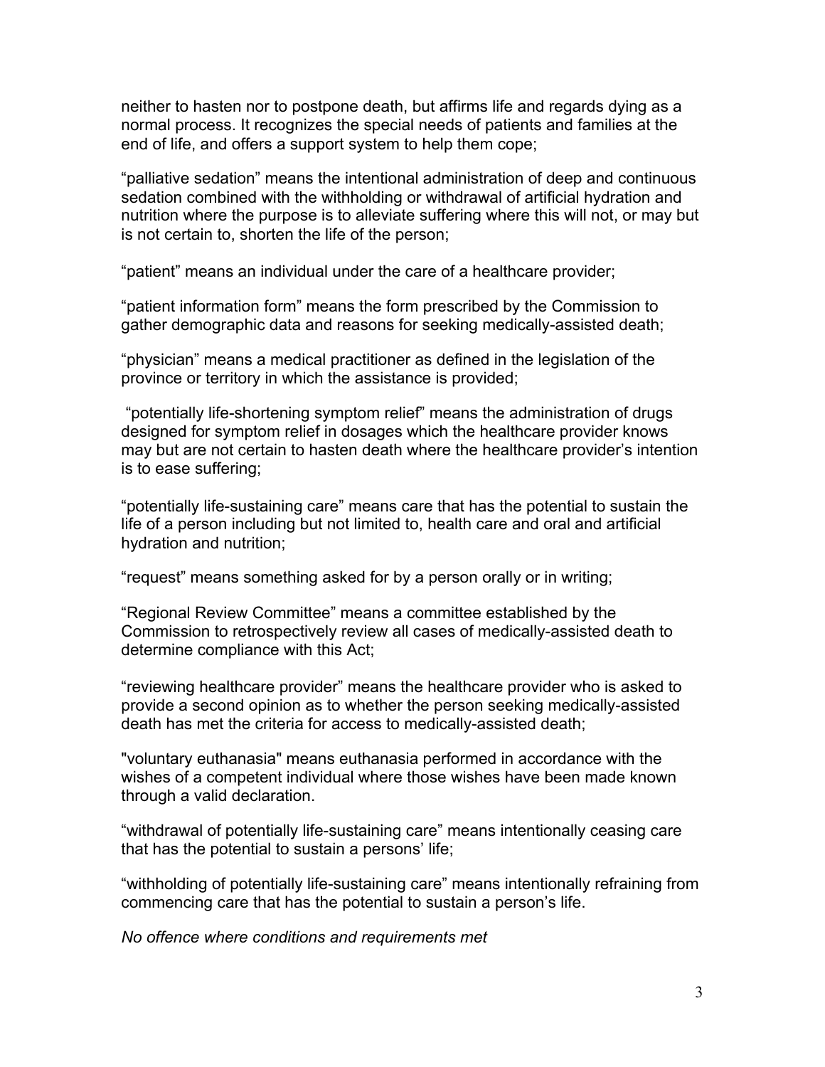neither to hasten nor to postpone death, but affirms life and regards dying as a normal process. It recognizes the special needs of patients and families at the end of life, and offers a support system to help them cope;

“palliative sedation” means the intentional administration of deep and continuous sedation combined with the withholding or withdrawal of artificial hydration and nutrition where the purpose is to alleviate suffering where this will not, or may but is not certain to, shorten the life of the person;

“patient” means an individual under the care of a healthcare provider;

“patient information form” means the form prescribed by the Commission to gather demographic data and reasons for seeking medically-assisted death;

“physician” means a medical practitioner as defined in the legislation of the province or territory in which the assistance is provided;

“potentially life-shortening symptom relief” means the administration of drugs designed for symptom relief in dosages which the healthcare provider knows may but are not certain to hasten death where the healthcare provider’s intention is to ease suffering;

“potentially life-sustaining care” means care that has the potential to sustain the life of a person including but not limited to, health care and oral and artificial hydration and nutrition;

“request” means something asked for by a person orally or in writing;

“Regional Review Committee” means a committee established by the Commission to retrospectively review all cases of medically-assisted death to determine compliance with this Act;

“reviewing healthcare provider” means the healthcare provider who is asked to provide a second opinion as to whether the person seeking medically-assisted death has met the criteria for access to medically-assisted death;

"voluntary euthanasia" means euthanasia performed in accordance with the wishes of a competent individual where those wishes have been made known through a valid declaration.

“withdrawal of potentially life-sustaining care” means intentionally ceasing care that has the potential to sustain a persons’ life;

“withholding of potentially life-sustaining care” means intentionally refraining from commencing care that has the potential to sustain a person’s life.

*No offence where conditions and requirements met*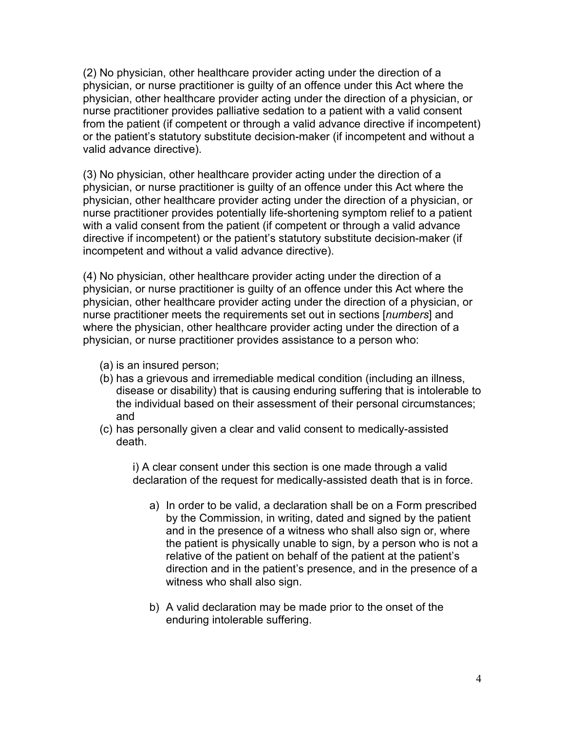(2) No physician, other healthcare provider acting under the direction of a physician, or nurse practitioner is guilty of an offence under this Act where the physician, other healthcare provider acting under the direction of a physician, or nurse practitioner provides palliative sedation to a patient with a valid consent from the patient (if competent or through a valid advance directive if incompetent) or the patient's statutory substitute decision-maker (if incompetent and without a valid advance directive).

(3) No physician, other healthcare provider acting under the direction of a physician, or nurse practitioner is guilty of an offence under this Act where the physician, other healthcare provider acting under the direction of a physician, or nurse practitioner provides potentially life-shortening symptom relief to a patient with a valid consent from the patient (if competent or through a valid advance directive if incompetent) or the patient's statutory substitute decision-maker (if incompetent and without a valid advance directive).

(4) No physician, other healthcare provider acting under the direction of a physician, or nurse practitioner is guilty of an offence under this Act where the physician, other healthcare provider acting under the direction of a physician, or nurse practitioner meets the requirements set out in sections [*numbers*] and where the physician, other healthcare provider acting under the direction of a physician, or nurse practitioner provides assistance to a person who:

- (a) is an insured person;
- (b) has a grievous and irremediable medical condition (including an illness, disease or disability) that is causing enduring suffering that is intolerable to the individual based on their assessment of their personal circumstances; and
- (c) has personally given a clear and valid consent to medically-assisted death.

    i) A clear consent under this section is one made through a valid declaration of the request for medically-assisted death that is in force.

    - a) In order to be valid, a declaration shall be on a Form prescribed by the Commission, in writing, dated and signed by the patient and in the presence of a witness who shall also sign or, where the patient is physically unable to sign, by a person who is not a relative of the patient on behalf of the patient at the patient's direction and in the patient's presence, and in the presence of a witness who shall also sign.

    - b) A valid declaration may be made prior to the onset of the enduring intolerable suffering.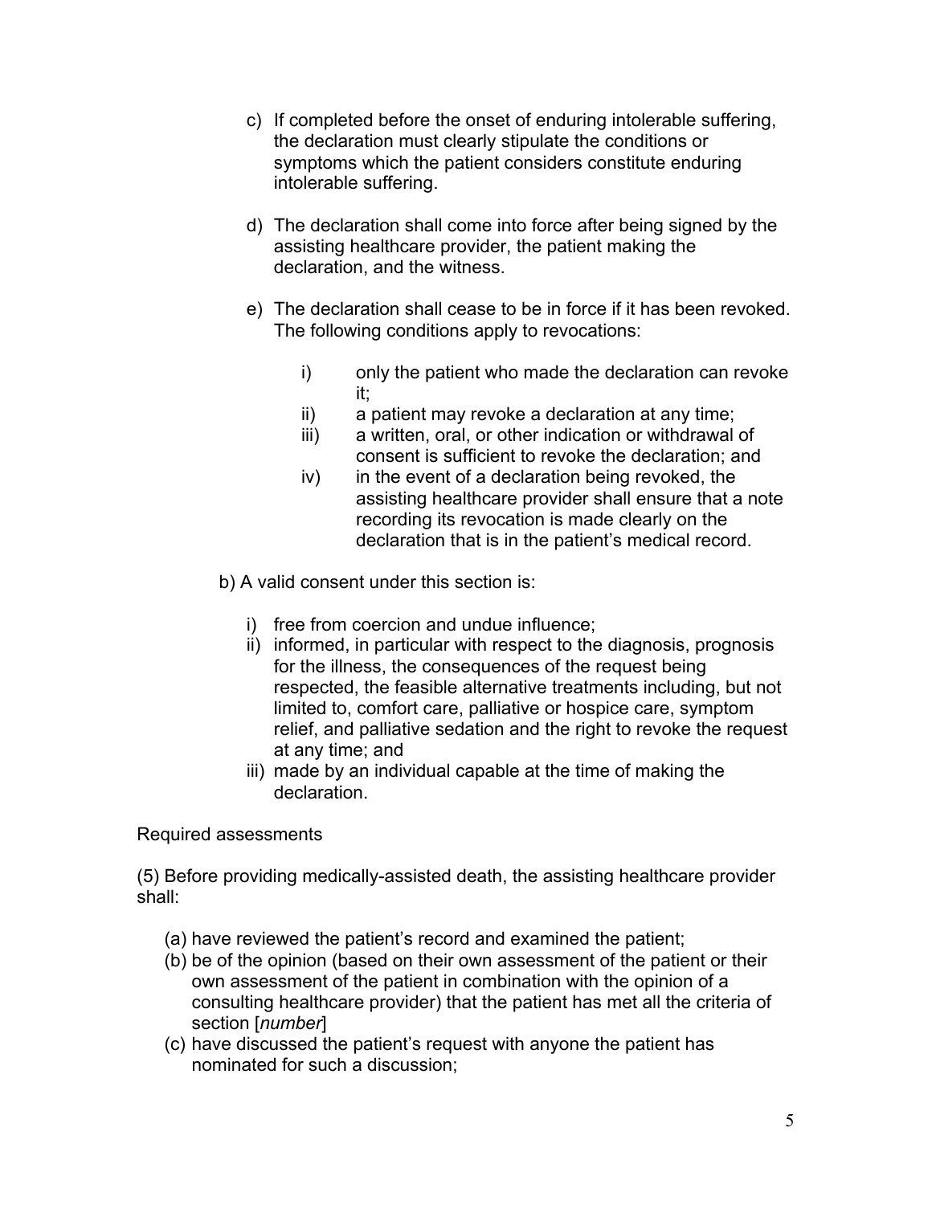c) If completed before the onset of enduring intolerable suffering, the declaration must clearly stipulate the conditions or symptoms which the patient considers constitute enduring intolerable suffering.

d) The declaration shall come into force after being signed by the assisting healthcare provider, the patient making the declaration, and the witness.

e) The declaration shall cease to be in force if it has been revoked. The following conditions apply to revocations:

   i) only the patient who made the declaration can revoke it;
   ii) a patient may revoke a declaration at any time;
   iii) a written, oral, or other indication or withdrawal of consent is sufficient to revoke the declaration; and
   iv) in the event of a declaration being revoked, the assisting healthcare provider shall ensure that a note recording its revocation is made clearly on the declaration that is in the patient's medical record.

b) A valid consent under this section is:

   i) free from coercion and undue influence;
   ii) informed, in particular with respect to the diagnosis, prognosis for the illness, the consequences of the request being respected, the feasible alternative treatments including, but not limited to, comfort care, palliative or hospice care, symptom relief, and palliative sedation and the right to revoke the request at any time; and
   iii) made by an individual capable at the time of making the declaration.

Required assessments

(5) Before providing medically-assisted death, the assisting healthcare provider shall:

(a) have reviewed the patient's record and examined the patient;
(b) be of the opinion (based on their own assessment of the patient or their own assessment of the patient in combination with the opinion of a consulting healthcare provider) that the patient has met all the criteria of section [*number*]
(c) have discussed the patient's request with anyone the patient has nominated for such a discussion;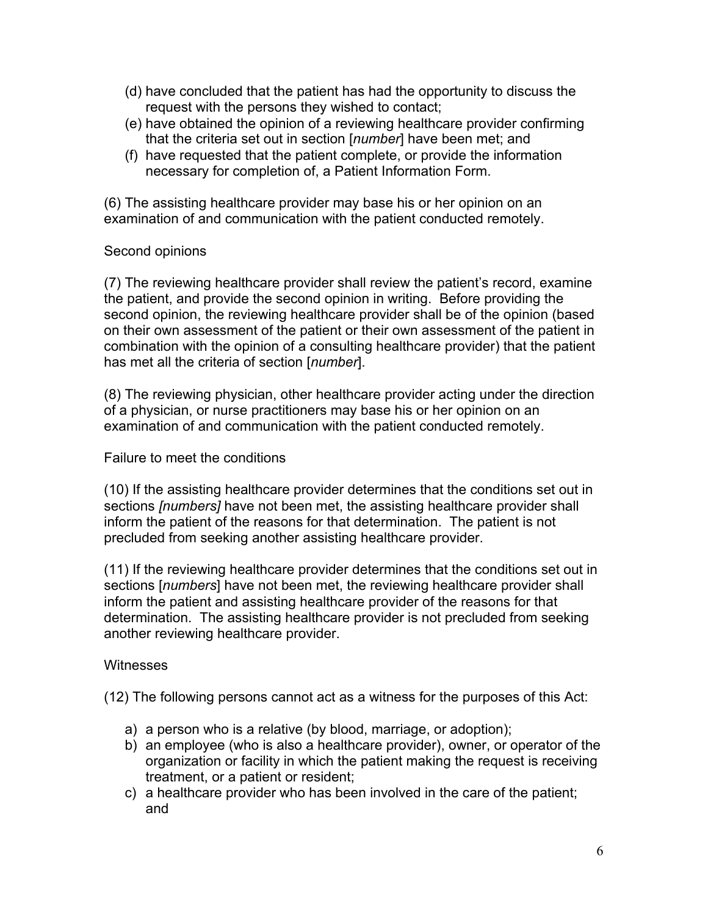(d) have concluded that the patient has had the opportunity to discuss the request with the persons they wished to contact;
(e) have obtained the opinion of a reviewing healthcare provider confirming that the criteria set out in section [*number*] have been met; and
(f) have requested that the patient complete, or provide the information necessary for completion of, a Patient Information Form.

(6) The assisting healthcare provider may base his or her opinion on an examination of and communication with the patient conducted remotely.

Second opinions

(7) The reviewing healthcare provider shall review the patient's record, examine the patient, and provide the second opinion in writing. Before providing the second opinion, the reviewing healthcare provider shall be of the opinion (based on their own assessment of the patient or their own assessment of the patient in combination with the opinion of a consulting healthcare provider) that the patient has met all the criteria of section [*number*].

(8) The reviewing physician, other healthcare provider acting under the direction of a physician, or nurse practitioners may base his or her opinion on an examination of and communication with the patient conducted remotely.

Failure to meet the conditions

(10) If the assisting healthcare provider determines that the conditions set out in sections *[numbers]* have not been met, the assisting healthcare provider shall inform the patient of the reasons for that determination. The patient is not precluded from seeking another assisting healthcare provider.

(11) If the reviewing healthcare provider determines that the conditions set out in sections [*numbers*] have not been met, the reviewing healthcare provider shall inform the patient and assisting healthcare provider of the reasons for that determination. The assisting healthcare provider is not precluded from seeking another reviewing healthcare provider.

Witnesses

(12) The following persons cannot act as a witness for the purposes of this Act:

a) a person who is a relative (by blood, marriage, or adoption);
b) an employee (who is also a healthcare provider), owner, or operator of the organization or facility in which the patient making the request is receiving treatment, or a patient or resident;
c) a healthcare provider who has been involved in the care of the patient; and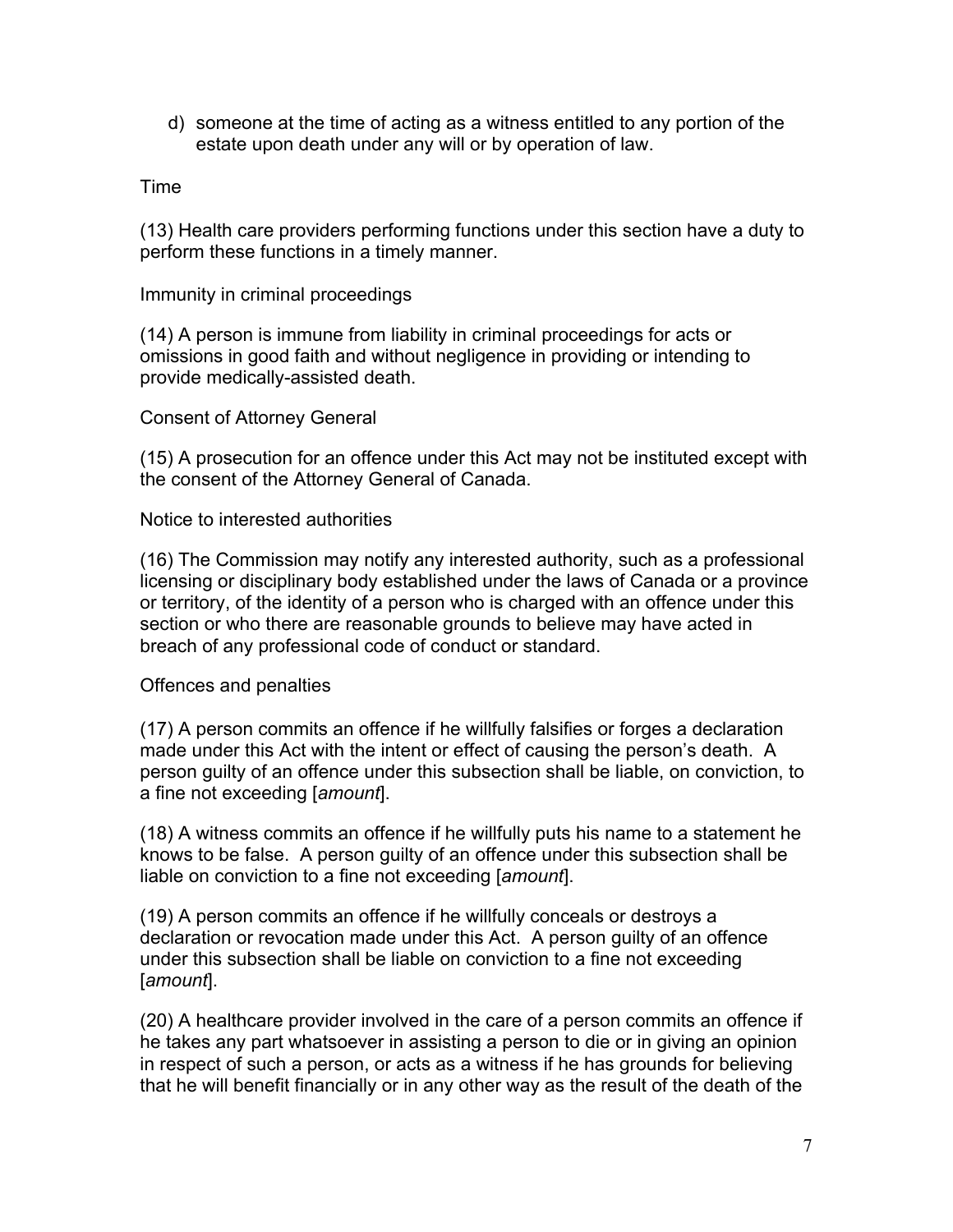d) someone at the time of acting as a witness entitled to any portion of the estate upon death under any will or by operation of law.

Time

(13) Health care providers performing functions under this section have a duty to perform these functions in a timely manner.

Immunity in criminal proceedings

(14) A person is immune from liability in criminal proceedings for acts or omissions in good faith and without negligence in providing or intending to provide medically-assisted death.

Consent of Attorney General

(15) A prosecution for an offence under this Act may not be instituted except with the consent of the Attorney General of Canada.

Notice to interested authorities

(16) The Commission may notify any interested authority, such as a professional licensing or disciplinary body established under the laws of Canada or a province or territory, of the identity of a person who is charged with an offence under this section or who there are reasonable grounds to believe may have acted in breach of any professional code of conduct or standard.

Offences and penalties

(17) A person commits an offence if he willfully falsifies or forges a declaration made under this Act with the intent or effect of causing the person's death. A person guilty of an offence under this subsection shall be liable, on conviction, to a fine not exceeding [*amount*].

(18) A witness commits an offence if he willfully puts his name to a statement he knows to be false. A person guilty of an offence under this subsection shall be liable on conviction to a fine not exceeding [*amount*].

(19) A person commits an offence if he willfully conceals or destroys a declaration or revocation made under this Act. A person guilty of an offence under this subsection shall be liable on conviction to a fine not exceeding [*amount*].

(20) A healthcare provider involved in the care of a person commits an offence if he takes any part whatsoever in assisting a person to die or in giving an opinion in respect of such a person, or acts as a witness if he has grounds for believing that he will benefit financially or in any other way as the result of the death of the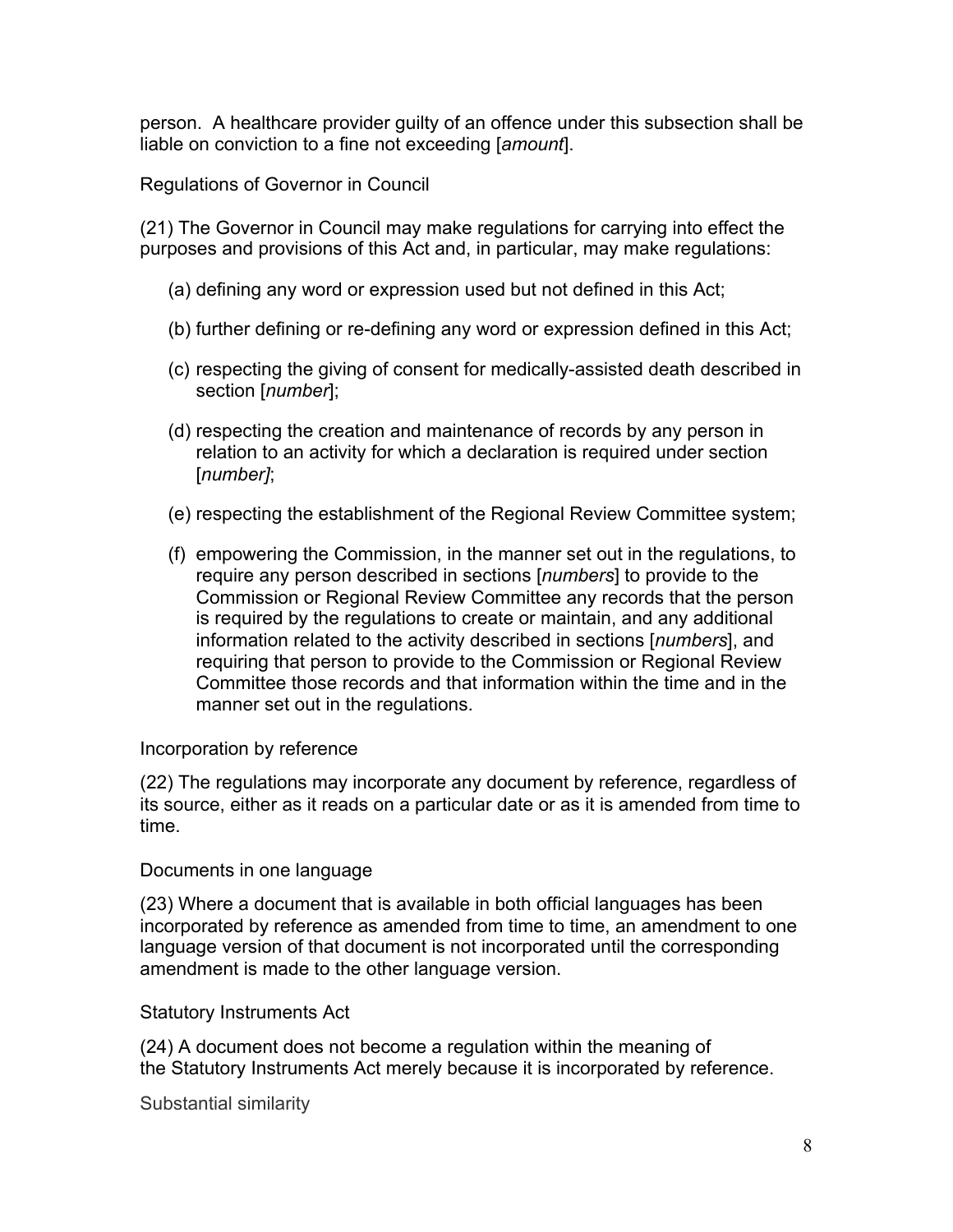person. A healthcare provider guilty of an offence under this subsection shall be liable on conviction to a fine not exceeding [*amount*].

Regulations of Governor in Council

(21) The Governor in Council may make regulations for carrying into effect the purposes and provisions of this Act and, in particular, may make regulations:

(a) defining any word or expression used but not defined in this Act;

(b) further defining or re-defining any word or expression defined in this Act;

(c) respecting the giving of consent for medically-assisted death described in section [*number*];

(d) respecting the creation and maintenance of records by any person in relation to an activity for which a declaration is required under section [*number]*;

(e) respecting the establishment of the Regional Review Committee system;

(f) empowering the Commission, in the manner set out in the regulations, to require any person described in sections [*numbers*] to provide to the Commission or Regional Review Committee any records that the person is required by the regulations to create or maintain, and any additional information related to the activity described in sections [*numbers*], and requiring that person to provide to the Commission or Regional Review Committee those records and that information within the time and in the manner set out in the regulations.

Incorporation by reference

(22) The regulations may incorporate any document by reference, regardless of its source, either as it reads on a particular date or as it is amended from time to time.

Documents in one language

(23) Where a document that is available in both official languages has been incorporated by reference as amended from time to time, an amendment to one language version of that document is not incorporated until the corresponding amendment is made to the other language version.

Statutory Instruments Act

(24) A document does not become a regulation within the meaning of the Statutory Instruments Act merely because it is incorporated by reference.

Substantial similarity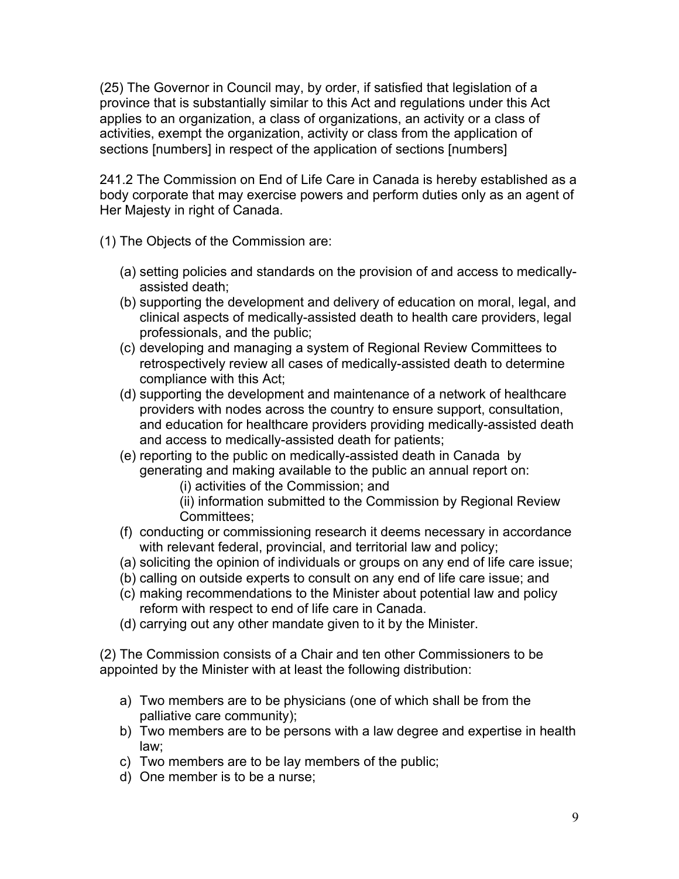(25) The Governor in Council may, by order, if satisfied that legislation of a province that is substantially similar to this Act and regulations under this Act applies to an organization, a class of organizations, an activity or a class of activities, exempt the organization, activity or class from the application of sections [numbers] in respect of the application of sections [numbers]

241.2 The Commission on End of Life Care in Canada is hereby established as a body corporate that may exercise powers and perform duties only as an agent of Her Majesty in right of Canada.

(1) The Objects of the Commission are:

- (a) setting policies and standards on the provision of and access to medically-assisted death;
- (b) supporting the development and delivery of education on moral, legal, and clinical aspects of medically-assisted death to health care providers, legal professionals, and the public;
- (c) developing and managing a system of Regional Review Committees to retrospectively review all cases of medically-assisted death to determine compliance with this Act;
- (d) supporting the development and maintenance of a network of healthcare providers with nodes across the country to ensure support, consultation, and education for healthcare providers providing medically-assisted death and access to medically-assisted death for patients;
- (e) reporting to the public on medically-assisted death in Canada by generating and making available to the public an annual report on:
  - (i) activities of the Commission; and
  - (ii) information submitted to the Commission by Regional Review Committees;
- (f) conducting or commissioning research it deems necessary in accordance with relevant federal, provincial, and territorial law and policy;
- (a) soliciting the opinion of individuals or groups on any end of life care issue;
- (b) calling on outside experts to consult on any end of life care issue; and
- (c) making recommendations to the Minister about potential law and policy reform with respect to end of life care in Canada.
- (d) carrying out any other mandate given to it by the Minister.

(2) The Commission consists of a Chair and ten other Commissioners to be appointed by the Minister with at least the following distribution:

- a) Two members are to be physicians (one of which shall be from the palliative care community);
- b) Two members are to be persons with a law degree and expertise in health law;
- c) Two members are to be lay members of the public;
- d) One member is to be a nurse;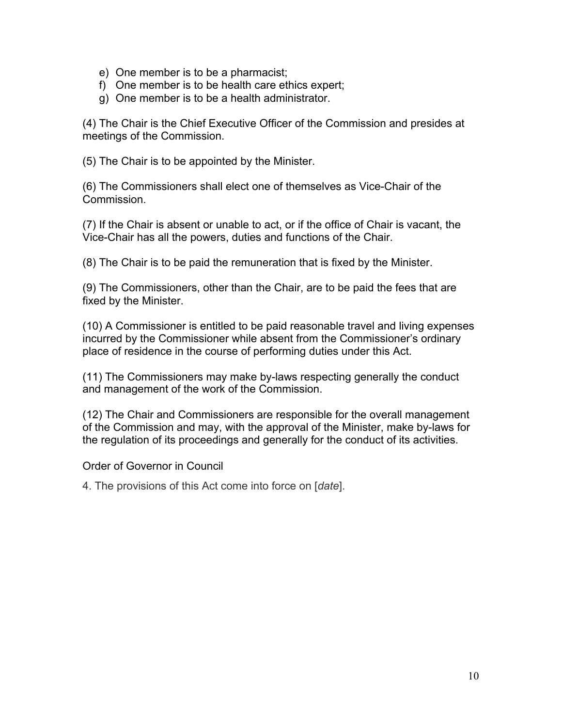e) One member is to be a pharmacist;
f) One member is to be health care ethics expert;
g) One member is to be a health administrator.

(4) The Chair is the Chief Executive Officer of the Commission and presides at meetings of the Commission.

(5) The Chair is to be appointed by the Minister.

(6) The Commissioners shall elect one of themselves as Vice-Chair of the Commission.

(7) If the Chair is absent or unable to act, or if the office of Chair is vacant, the Vice-Chair has all the powers, duties and functions of the Chair.

(8) The Chair is to be paid the remuneration that is fixed by the Minister.

(9) The Commissioners, other than the Chair, are to be paid the fees that are fixed by the Minister.

(10) A Commissioner is entitled to be paid reasonable travel and living expenses incurred by the Commissioner while absent from the Commissioner's ordinary place of residence in the course of performing duties under this Act.

(11) The Commissioners may make by-laws respecting generally the conduct and management of the work of the Commission.

(12) The Chair and Commissioners are responsible for the overall management of the Commission and may, with the approval of the Minister, make by-laws for the regulation of its proceedings and generally for the conduct of its activities.

Order of Governor in Council

4. The provisions of this Act come into force on [*date*].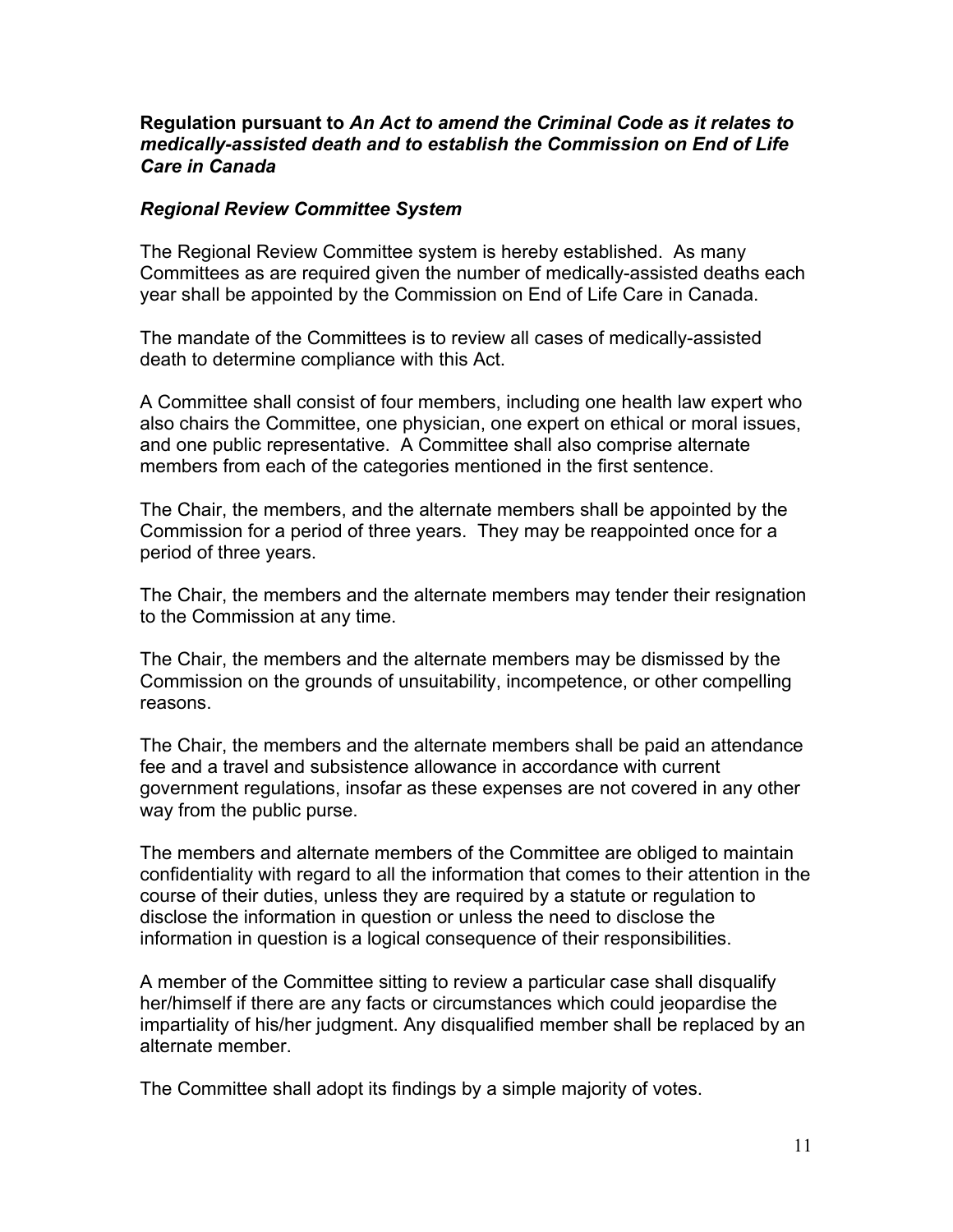**Regulation pursuant to *An Act to amend the Criminal Code as it relates to medically-assisted death and to establish the Commission on End of Life Care in Canada***

***Regional Review Committee System***

The Regional Review Committee system is hereby established. As many Committees as are required given the number of medically-assisted deaths each year shall be appointed by the Commission on End of Life Care in Canada.

The mandate of the Committees is to review all cases of medically-assisted death to determine compliance with this Act.

A Committee shall consist of four members, including one health law expert who also chairs the Committee, one physician, one expert on ethical or moral issues, and one public representative. A Committee shall also comprise alternate members from each of the categories mentioned in the first sentence.

The Chair, the members, and the alternate members shall be appointed by the Commission for a period of three years. They may be reappointed once for a period of three years.

The Chair, the members and the alternate members may tender their resignation to the Commission at any time.

The Chair, the members and the alternate members may be dismissed by the Commission on the grounds of unsuitability, incompetence, or other compelling reasons.

The Chair, the members and the alternate members shall be paid an attendance fee and a travel and subsistence allowance in accordance with current government regulations, insofar as these expenses are not covered in any other way from the public purse.

The members and alternate members of the Committee are obliged to maintain confidentiality with regard to all the information that comes to their attention in the course of their duties, unless they are required by a statute or regulation to disclose the information in question or unless the need to disclose the information in question is a logical consequence of their responsibilities.

A member of the Committee sitting to review a particular case shall disqualify her/himself if there are any facts or circumstances which could jeopardise the impartiality of his/her judgment. Any disqualified member shall be replaced by an alternate member.

The Committee shall adopt its findings by a simple majority of votes.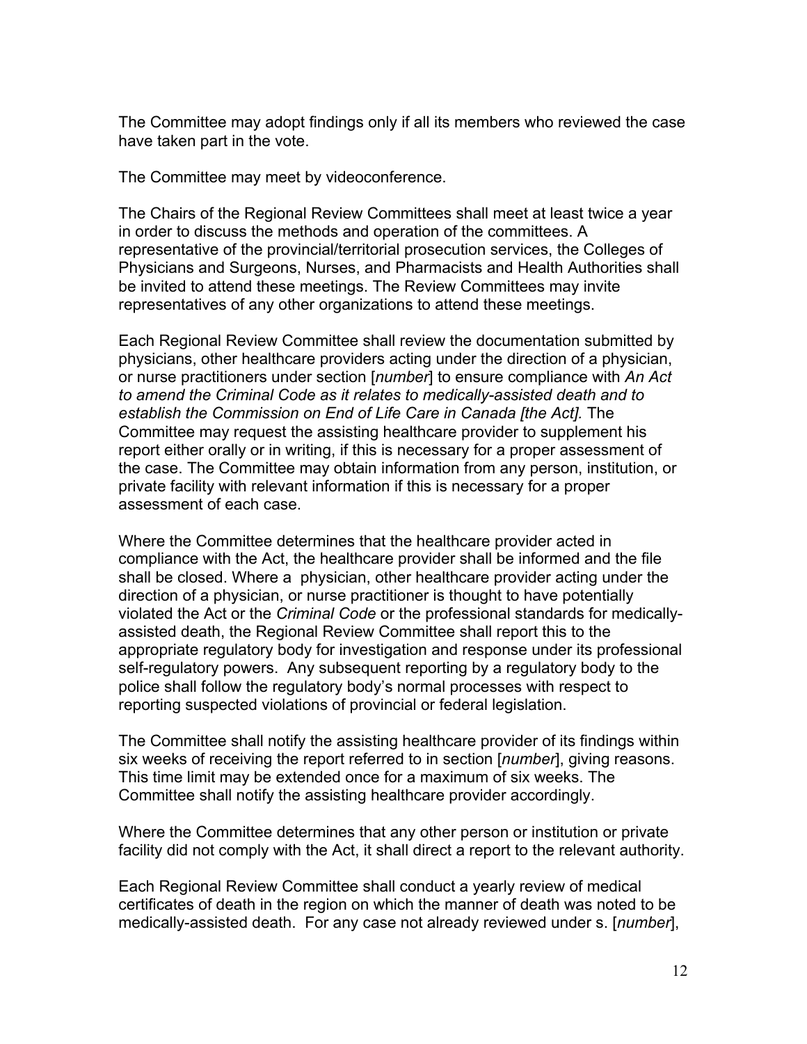The Committee may adopt findings only if all its members who reviewed the case have taken part in the vote.

The Committee may meet by videoconference.

The Chairs of the Regional Review Committees shall meet at least twice a year in order to discuss the methods and operation of the committees. A representative of the provincial/territorial prosecution services, the Colleges of Physicians and Surgeons, Nurses, and Pharmacists and Health Authorities shall be invited to attend these meetings. The Review Committees may invite representatives of any other organizations to attend these meetings.

Each Regional Review Committee shall review the documentation submitted by physicians, other healthcare providers acting under the direction of a physician, or nurse practitioners under section [*number*] to ensure compliance with *An Act to amend the Criminal Code as it relates to medically-assisted death and to establish the Commission on End of Life Care in Canada [the Act].* The Committee may request the assisting healthcare provider to supplement his report either orally or in writing, if this is necessary for a proper assessment of the case. The Committee may obtain information from any person, institution, or private facility with relevant information if this is necessary for a proper assessment of each case.

Where the Committee determines that the healthcare provider acted in compliance with the Act, the healthcare provider shall be informed and the file shall be closed. Where a physician, other healthcare provider acting under the direction of a physician, or nurse practitioner is thought to have potentially violated the Act or the *Criminal Code* or the professional standards for medically-assisted death, the Regional Review Committee shall report this to the appropriate regulatory body for investigation and response under its professional self-regulatory powers. Any subsequent reporting by a regulatory body to the police shall follow the regulatory body's normal processes with respect to reporting suspected violations of provincial or federal legislation.

The Committee shall notify the assisting healthcare provider of its findings within six weeks of receiving the report referred to in section [*number*], giving reasons. This time limit may be extended once for a maximum of six weeks. The Committee shall notify the assisting healthcare provider accordingly.

Where the Committee determines that any other person or institution or private facility did not comply with the Act, it shall direct a report to the relevant authority.

Each Regional Review Committee shall conduct a yearly review of medical certificates of death in the region on which the manner of death was noted to be medically-assisted death. For any case not already reviewed under s. [*number*],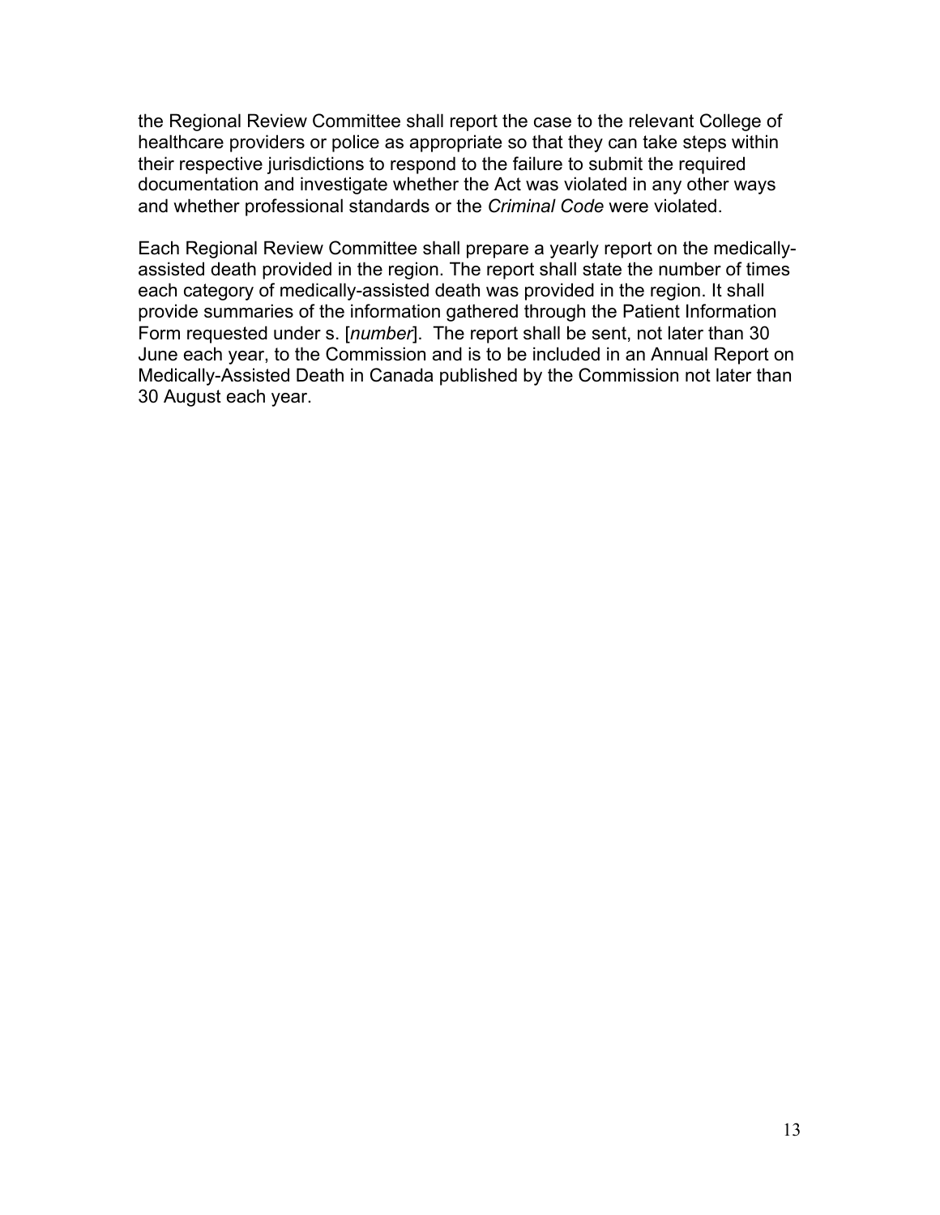the Regional Review Committee shall report the case to the relevant College of healthcare providers or police as appropriate so that they can take steps within their respective jurisdictions to respond to the failure to submit the required documentation and investigate whether the Act was violated in any other ways and whether professional standards or the *Criminal Code* were violated.

Each Regional Review Committee shall prepare a yearly report on the medically-assisted death provided in the region. The report shall state the number of times each category of medically-assisted death was provided in the region. It shall provide summaries of the information gathered through the Patient Information Form requested under s. [*number*]. The report shall be sent, not later than 30 June each year, to the Commission and is to be included in an Annual Report on Medically-Assisted Death in Canada published by the Commission not later than 30 August each year.